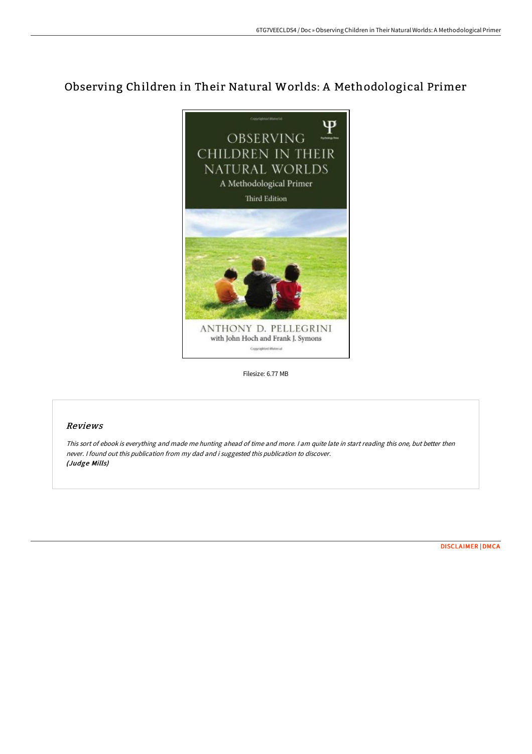# Observing Children in Their Natural Worlds: A Methodological Primer

Filesize: 6.77 MB

## Reviews

*This sort of ebook is everything and made me hunting ahead of time and more. I am quite late in start reading this one, but better then never. I found out this publication from my dad and i suggested this publication to discover.*
***(Judge Mills)***

DISCLAIMER | DMCA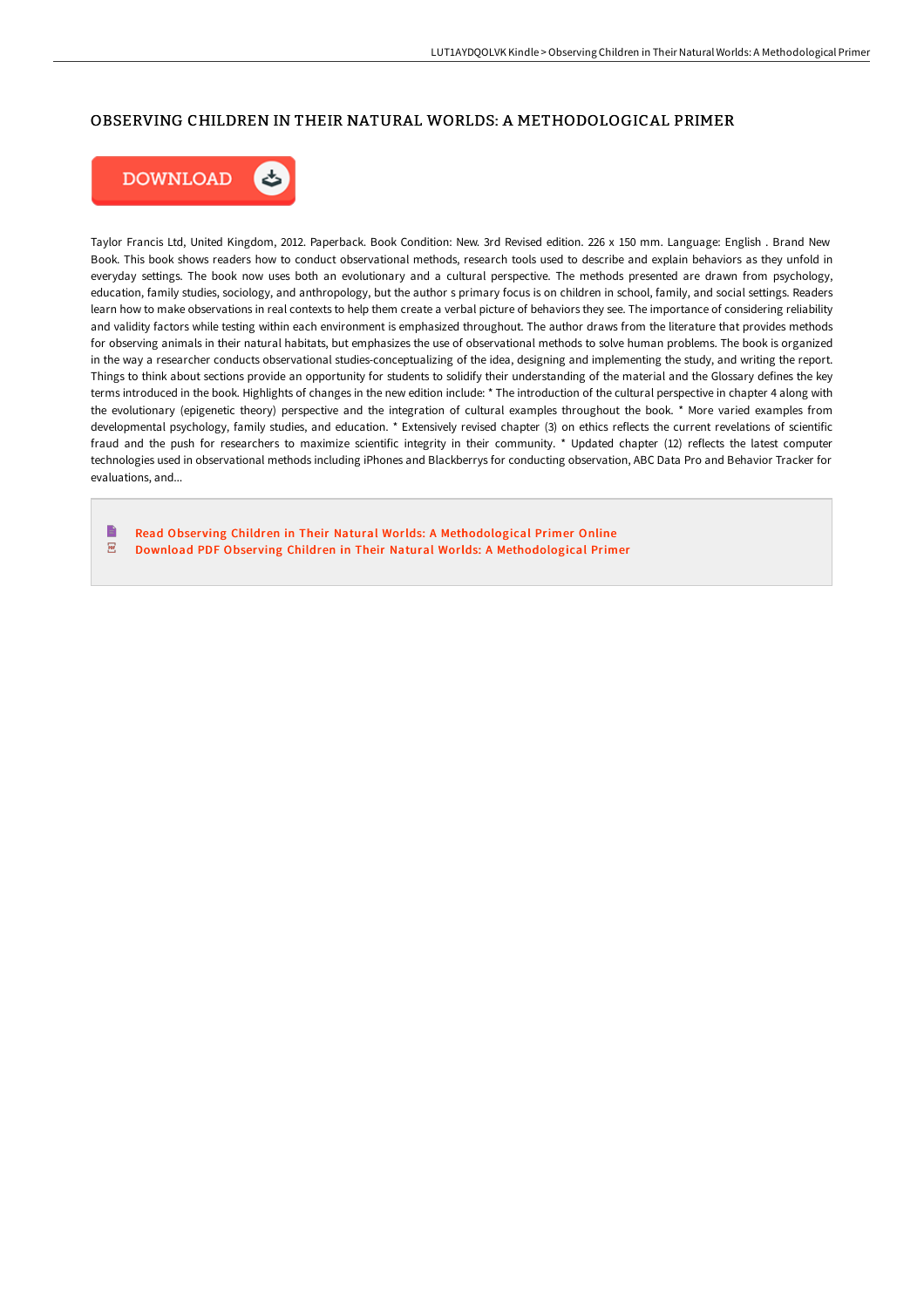# OBSERVING CHILDREN IN THEIR NATURAL WORLDS: A METHODOLOGICAL PRIMER

DOWNLOAD

Taylor Francis Ltd, United Kingdom, 2012. Paperback. Book Condition: New. 3rd Revised edition. 226 x 150 mm. Language: English . Brand New Book. This book shows readers how to conduct observational methods, research tools used to describe and explain behaviors as they unfold in everyday settings. The book now uses both an evolutionary and a cultural perspective. The methods presented are drawn from psychology, education, family studies, sociology, and anthropology, but the author s primary focus is on children in school, family, and social settings. Readers learn how to make observations in real contexts to help them create a verbal picture of behaviors they see. The importance of considering reliability and validity factors while testing within each environment is emphasized throughout. The author draws from the literature that provides methods for observing animals in their natural habitats, but emphasizes the use of observational methods to solve human problems. The book is organized in the way a researcher conducts observational studies-conceptualizing of the idea, designing and implementing the study, and writing the report. Things to think about sections provide an opportunity for students to solidify their understanding of the material and the Glossary defines the key terms introduced in the book. Highlights of changes in the new edition include: * The introduction of the cultural perspective in chapter 4 along with the evolutionary (epigenetic theory) perspective and the integration of cultural examples throughout the book. * More varied examples from developmental psychology, family studies, and education. * Extensively revised chapter (3) on ethics reflects the current revelations of scientific fraud and the push for researchers to maximize scientific integrity in their community. * Updated chapter (12) reflects the latest computer technologies used in observational methods including iPhones and Blackberrys for conducting observation, ABC Data Pro and Behavior Tracker for evaluations, and...

Read Observing Children in Their Natural Worlds: A Methodological Primer Online
Download PDF Observing Children in Their Natural Worlds: A Methodological Primer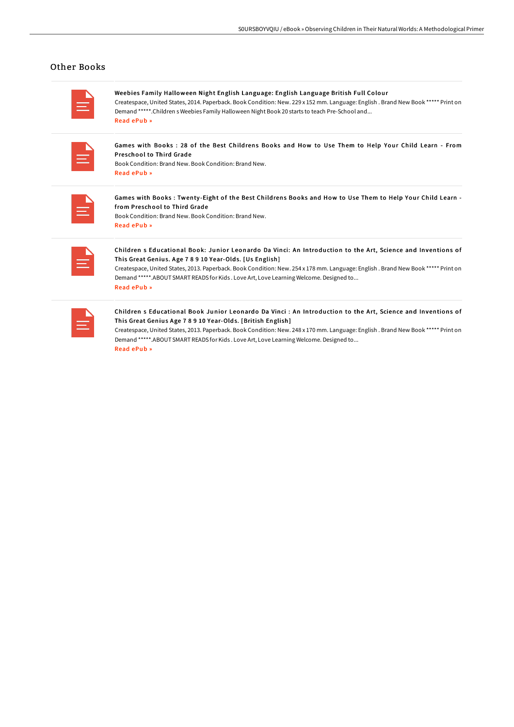## Other Books

**Weebies Family Halloween Night English Language: English Language British Full Colour**

Createspace, United States, 2014. Paperback. Book Condition: New. 229 x 152 mm. Language: English . Brand New Book ***** Print on Demand *****.Children s Weebies Family Halloween Night Book 20 starts to teach Pre-School and...

Read ePub »

**Games with Books : 28 of the Best Childrens Books and How to Use Them to Help Your Child Learn - From Preschool to Third Grade**

Book Condition: Brand New. Book Condition: Brand New.

Read ePub »

**Games with Books : Twenty-Eight of the Best Childrens Books and How to Use Them to Help Your Child Learn - from Preschool to Third Grade**

Book Condition: Brand New. Book Condition: Brand New.

Read ePub »

**Children s Educational Book: Junior Leonardo Da Vinci: An Introduction to the Art, Science and Inventions of This Great Genius. Age 7 8 9 10 Year-Olds. [Us English]**

Createspace, United States, 2013. Paperback. Book Condition: New. 254 x 178 mm. Language: English . Brand New Book ***** Print on Demand *****.ABOUT SMART READS for Kids . Love Art, Love Learning Welcome. Designed to...

Read ePub »

**Children s Educational Book Junior Leonardo Da Vinci : An Introduction to the Art, Science and Inventions of This Great Genius Age 7 8 9 10 Year-Olds. [British English]**

Createspace, United States, 2013. Paperback. Book Condition: New. 248 x 170 mm. Language: English . Brand New Book ***** Print on Demand *****.ABOUT SMART READS for Kids . Love Art, Love Learning Welcome. Designed to...

Read ePub »